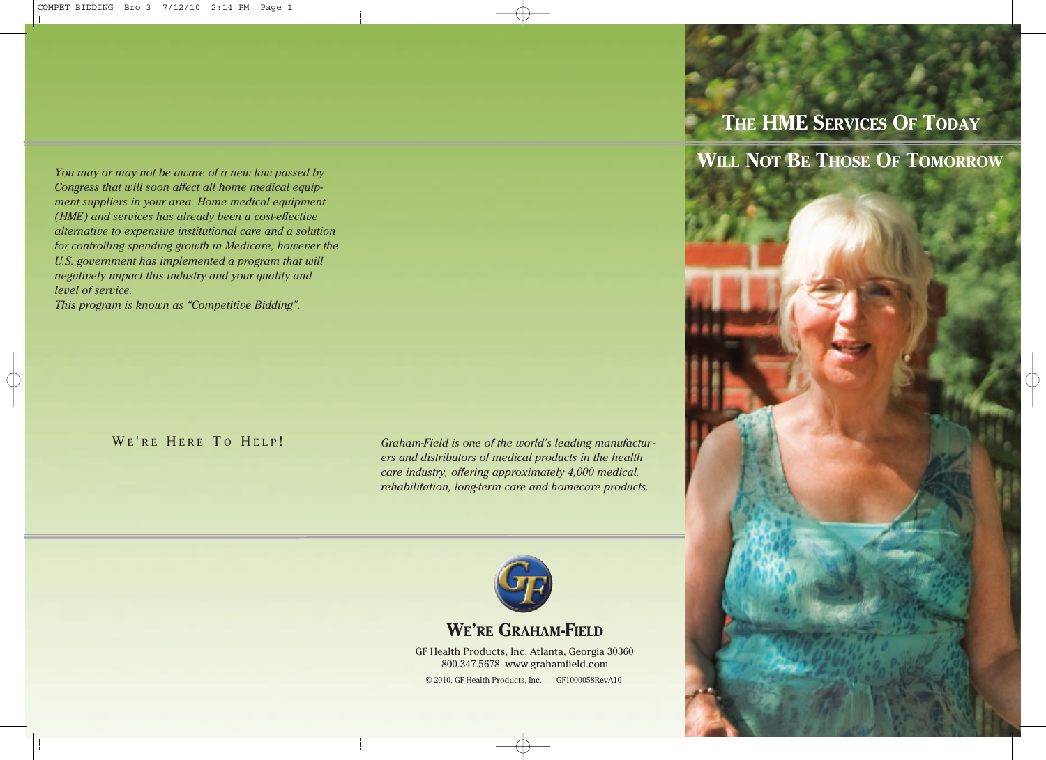# THE HME SERVICES OF TODAY WILL NOT BE THOSE OF TOMORROW

*You may or may not be aware of a new law passed by Congress that will soon affect all home medical equipment suppliers in your area. Home medical equipment (HME) and services has already been a cost-effective alternative to expensive institutional care and a solution for controlling spending growth in Medicare; however the U.S. government has implemented a program that will negatively impact this industry and your quality and level of service.*
*This program is known as "Competitive Bidding".*

## WE'RE HERE TO HELP!

*Graham-Field is one of the world's leading manufacturers and distributors of medical products in the health care industry, offering approximately 4,000 medical, rehabilitation, long-term care and homecare products.*

## WE'RE GRAHAM-FIELD

GF Health Products, Inc. Atlanta, Georgia 30360
800.347.5678 www.grahamfield.com

© 2010, GF Health Products, Inc. GF1000058RevA10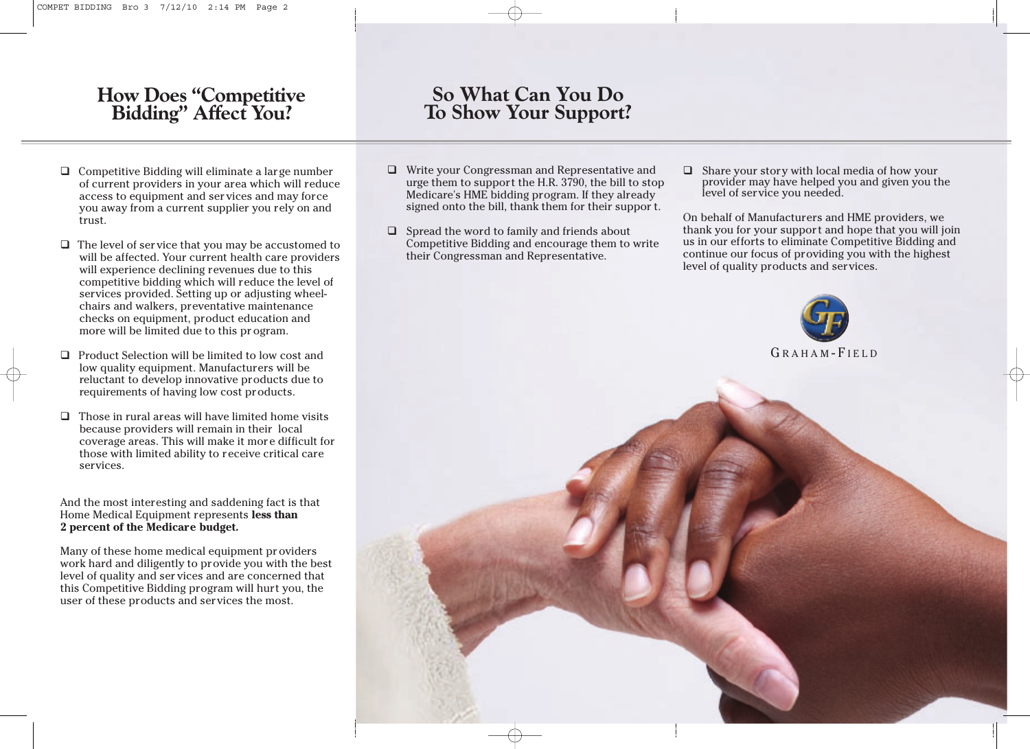## How Does "Competitive Bidding" Affect You?

- Competitive Bidding will eliminate a large number of current providers in your area which will reduce access to equipment and services and may force you away from a current supplier you rely on and trust.
- The level of service that you may be accustomed to will be affected. Your current health care providers will experience declining revenues due to this competitive bidding which will reduce the level of services provided. Setting up or adjusting wheel-chairs and walkers, preventative maintenance checks on equipment, product education and more will be limited due to this program.
- Product Selection will be limited to low cost and low quality equipment. Manufacturers will be reluctant to develop innovative products due to requirements of having low cost products.
- Those in rural areas will have limited home visits because providers will remain in their local coverage areas. This will make it more difficult for those with limited ability to receive critical care services.

And the most interesting and saddening fact is that Home Medical Equipment represents **less than 2 percent of the Medicare budget.**

Many of these home medical equipment providers work hard and diligently to provide you with the best level of quality and services and are concerned that this Competitive Bidding program will hurt you, the user of these products and services the most.

## So What Can You Do To Show Your Support?

- Write your Congressman and Representative and urge them to support the H.R. 3790, the bill to stop Medicare's HME bidding program. If they already signed onto the bill, thank them for their support.
- Spread the word to family and friends about Competitive Bidding and encourage them to write their Congressman and Representative.
- Share your story with local media of how your provider may have helped you and given you the level of service you needed.

On behalf of Manufacturers and HME providers, we thank you for your support and hope that you will join us in our efforts to eliminate Competitive Bidding and continue our focus of providing you with the highest level of quality products and services.

GRAHAM-FIELD